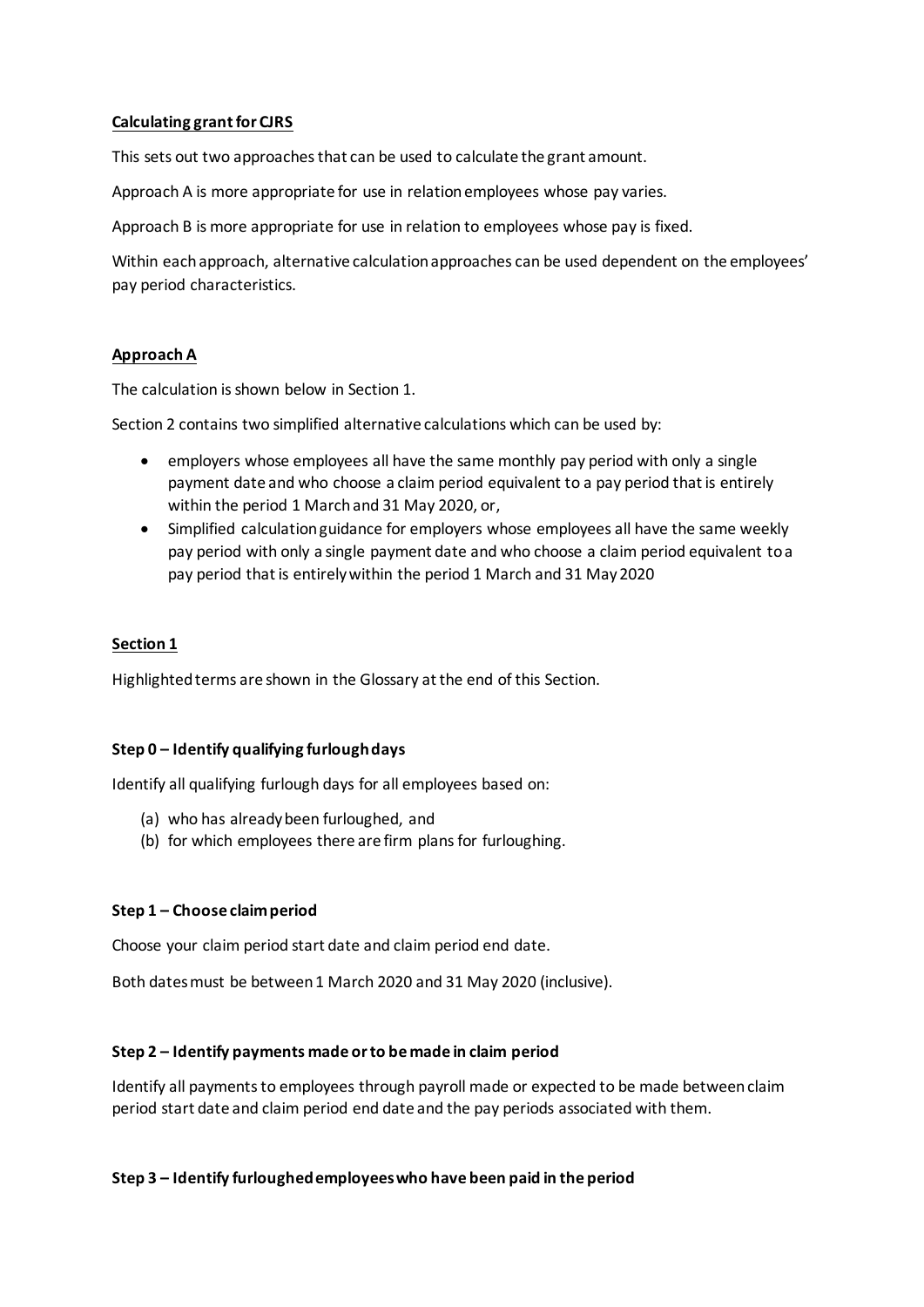## Calculating grant for CJRS

This sets out two approaches that can be used to calculate the grant amount.

Approach A is more appropriate for use in relation employees whose pay varies.

Approach B is more appropriate for use in relation to employees whose pay is fixed.

Within each approach, alternative calculation approaches can be used dependent on the employees' pay period characteristics.

## Approach A

The calculation is shown below in Section 1.

Section 2 contains two simplified alternative calculations which can be used by:

- employers whose employees all have the same monthly pay period with only a single payment date and who choose a claim period equivalent to a pay period that is entirely within the period 1 March and 31 May 2020, or,
- Simplified calculation guidance for employers whose employees all have the same weekly pay period with only a single payment date and who choose a claim period equivalent to a pay period that is entirely within the period 1 March and 31 May 2020

## Section 1

Highlighted terms are shown in the Glossary at the end of this Section.

### Step 0 – Identify qualifying furlough days

Identify all qualifying furlough days for all employees based on:

(a) who has already been furloughed, and
(b) for which employees there are firm plans for furloughing.

### Step 1 – Choose claim period

Choose your claim period start date and claim period end date.

Both dates must be between 1 March 2020 and 31 May 2020 (inclusive).

### Step 2 – Identify payments made or to be made in claim period

Identify all payments to employees through payroll made or expected to be made between claim period start date and claim period end date and the pay periods associated with them.

### Step 3 – Identify furloughed employees who have been paid in the period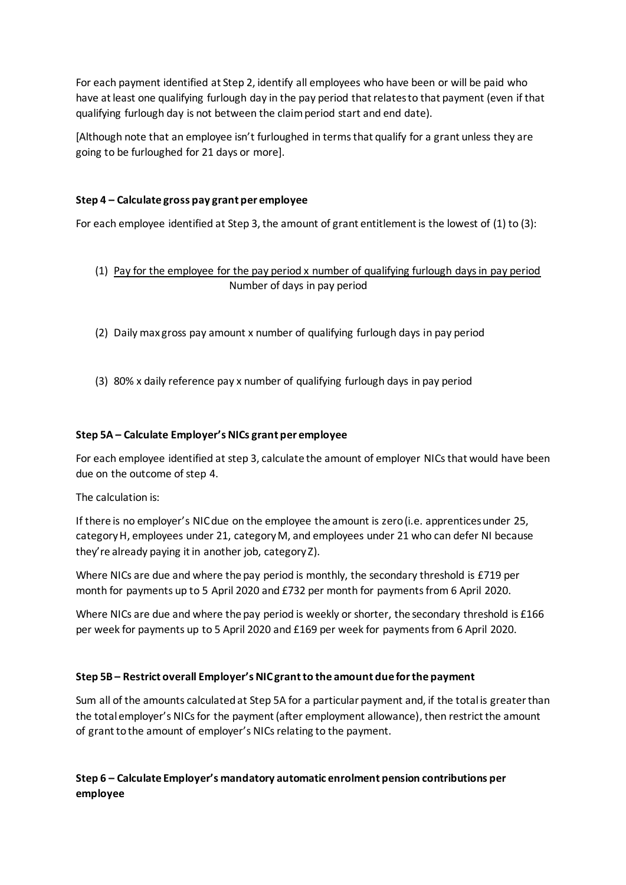For each payment identified at Step 2, identify all employees who have been or will be paid who have at least one qualifying furlough day in the pay period that relates to that payment (even if that qualifying furlough day is not between the claim period start and end date).

[Although note that an employee isn't furloughed in terms that qualify for a grant unless they are going to be furloughed for 21 days or more].

**Step 4 – Calculate gross pay grant per employee**

For each employee identified at Step 3, the amount of grant entitlement is the lowest of (1) to (3):

(1) $$\frac{\text{Pay for the employee for the pay period} \times \text{number of qualifying furlough days in pay period}}{\text{Number of days in pay period}}$$

(2) Daily max gross pay amount x number of qualifying furlough days in pay period

(3) 80% x daily reference pay x number of qualifying furlough days in pay period

**Step 5A – Calculate Employer's NICs grant per employee**

For each employee identified at step 3, calculate the amount of employer NICs that would have been due on the outcome of step 4.

The calculation is:

If there is no employer's NIC due on the employee the amount is zero (i.e. apprentices under 25, category H, employees under 21, category M, and employees under 21 who can defer NI because they're already paying it in another job, category Z).

Where NICs are due and where the pay period is monthly, the secondary threshold is £719 per month for payments up to 5 April 2020 and £732 per month for payments from 6 April 2020.

Where NICs are due and where the pay period is weekly or shorter, the secondary threshold is £166 per week for payments up to 5 April 2020 and £169 per week for payments from 6 April 2020.

**Step 5B – Restrict overall Employer's NIC grant to the amount due for the payment**

Sum all of the amounts calculated at Step 5A for a particular payment and, if the total is greater than the total employer's NICs for the payment (after employment allowance), then restrict the amount of grant to the amount of employer's NICs relating to the payment.

**Step 6 – Calculate Employer's mandatory automatic enrolment pension contributions per employee**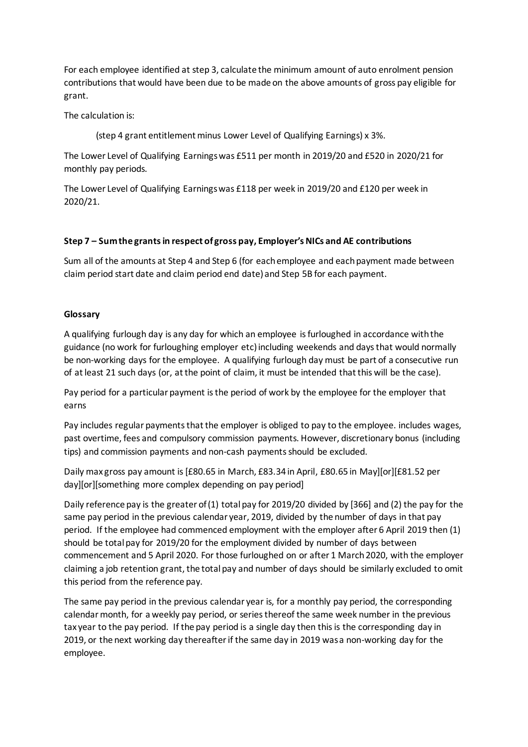For each employee identified at step 3, calculate the minimum amount of auto enrolment pension contributions that would have been due to be made on the above amounts of gross pay eligible for grant.

The calculation is:

(step 4 grant entitlement minus Lower Level of Qualifying Earnings) x 3%.

The Lower Level of Qualifying Earnings was £511 per month in 2019/20 and £520 in 2020/21 for monthly pay periods.

The Lower Level of Qualifying Earnings was £118 per week in 2019/20 and £120 per week in 2020/21.

**Step 7 – Sum the grants in respect of gross pay, Employer's NICs and AE contributions**

Sum all of the amounts at Step 4 and Step 6 (for each employee and each payment made between claim period start date and claim period end date) and Step 5B for each payment.

**Glossary**

A qualifying furlough day is any day for which an employee is furloughed in accordance with the guidance (no work for furloughing employer etc) including weekends and days that would normally be non-working days for the employee. A qualifying furlough day must be part of a consecutive run of at least 21 such days (or, at the point of claim, it must be intended that this will be the case).

Pay period for a particular payment is the period of work by the employee for the employer that earns

Pay includes regular payments that the employer is obliged to pay to the employee. includes wages, past overtime, fees and compulsory commission payments. However, discretionary bonus (including tips) and commission payments and non-cash payments should be excluded.

Daily max gross pay amount is [£80.65 in March, £83.34 in April, £80.65 in May][or][£81.52 per day][or][something more complex depending on pay period]

Daily reference pay is the greater of (1) total pay for 2019/20 divided by [366] and (2) the pay for the same pay period in the previous calendar year, 2019, divided by the number of days in that pay period. If the employee had commenced employment with the employer after 6 April 2019 then (1) should be total pay for 2019/20 for the employment divided by number of days between commencement and 5 April 2020. For those furloughed on or after 1 March 2020, with the employer claiming a job retention grant, the total pay and number of days should be similarly excluded to omit this period from the reference pay.

The same pay period in the previous calendar year is, for a monthly pay period, the corresponding calendar month, for a weekly pay period, or series thereof the same week number in the previous tax year to the pay period. If the pay period is a single day then this is the corresponding day in 2019, or the next working day thereafter if the same day in 2019 was a non-working day for the employee.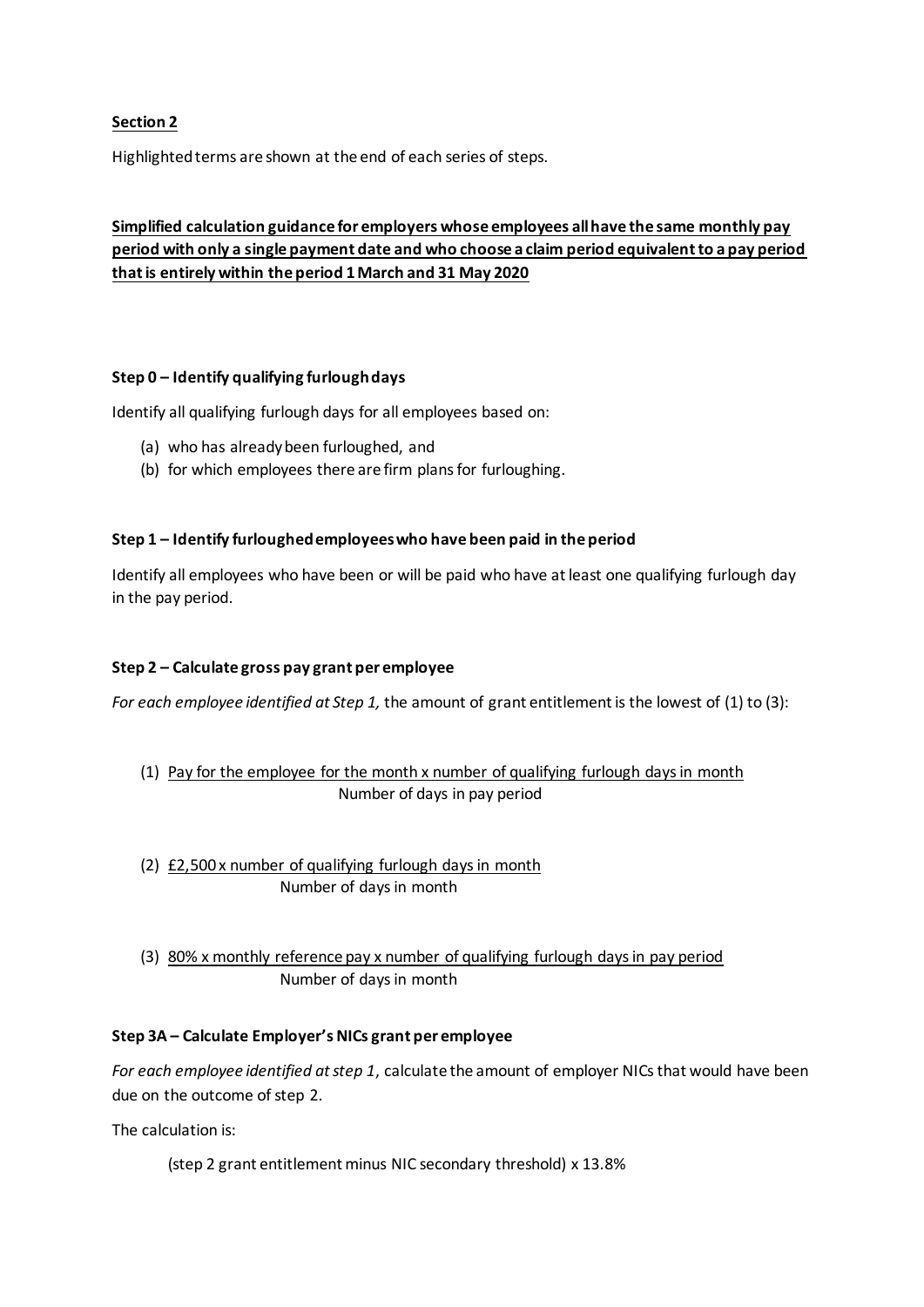**Section 2**

Highlighted terms are shown at the end of each series of steps.

**Simplified calculation guidance for employers whose employees all have the same monthly pay period with only a single payment date and who choose a claim period equivalent to a pay period that is entirely within the period 1 March and 31 May 2020**

**Step 0 – Identify qualifying furlough days**

Identify all qualifying furlough days for all employees based on:

(a) who has already been furloughed, and
(b) for which employees there are firm plans for furloughing.

**Step 1 – Identify furloughed employees who have been paid in the period**

Identify all employees who have been or will be paid who have at least one qualifying furlough day in the pay period.

**Step 2 – Calculate gross pay grant per employee**

*For each employee identified at Step 1,* the amount of grant entitlement is the lowest of (1) to (3):

(1) $$\frac{\text{Pay for the employee for the month} \times \text{number of qualifying furlough days in month}}{\text{Number of days in pay period}}$$

(2) $$\frac{£2{,}500 \times \text{number of qualifying furlough days in month}}{\text{Number of days in month}}$$

(3) $$\frac{80\% \times \text{monthly reference pay} \times \text{number of qualifying furlough days in pay period}}{\text{Number of days in month}}$$

**Step 3A – Calculate Employer's NICs grant per employee**

*For each employee identified at step 1*, calculate the amount of employer NICs that would have been due on the outcome of step 2.

The calculation is:

(step 2 grant entitlement minus NIC secondary threshold) x 13.8%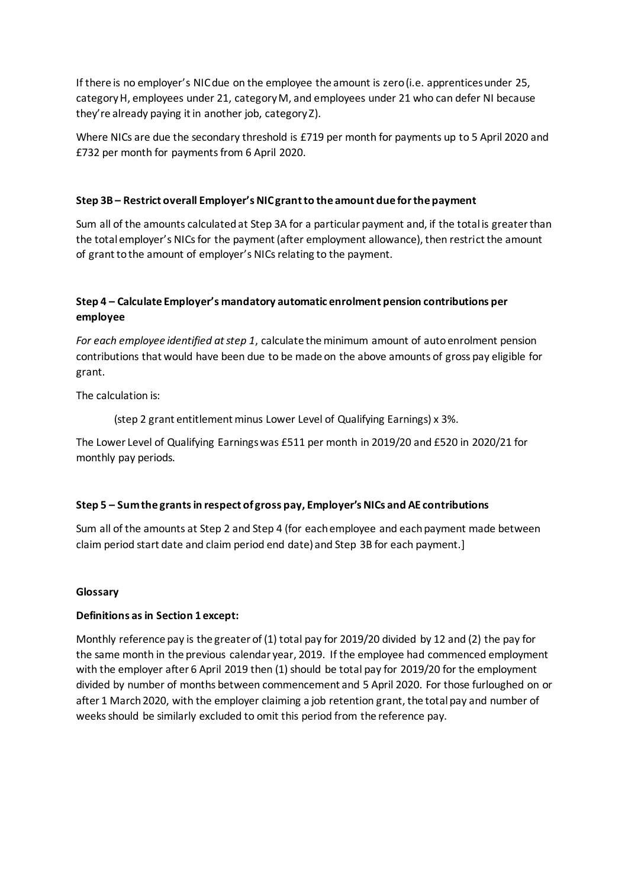If there is no employer's NIC due on the employee the amount is zero (i.e. apprentices under 25, category H, employees under 21, category M, and employees under 21 who can defer NI because they're already paying it in another job, category Z).

Where NICs are due the secondary threshold is £719 per month for payments up to 5 April 2020 and £732 per month for payments from 6 April 2020.

**Step 3B – Restrict overall Employer's NIC grant to the amount due for the payment**

Sum all of the amounts calculated at Step 3A for a particular payment and, if the total is greater than the total employer's NICs for the payment (after employment allowance), then restrict the amount of grant to the amount of employer's NICs relating to the payment.

**Step 4 – Calculate Employer's mandatory automatic enrolment pension contributions per employee**

*For each employee identified at step 1*, calculate the minimum amount of auto enrolment pension contributions that would have been due to be made on the above amounts of gross pay eligible for grant.

The calculation is:

(step 2 grant entitlement minus Lower Level of Qualifying Earnings) x 3%.

The Lower Level of Qualifying Earnings was £511 per month in 2019/20 and £520 in 2020/21 for monthly pay periods.

**Step 5 – Sum the grants in respect of gross pay, Employer's NICs and AE contributions**

Sum all of the amounts at Step 2 and Step 4 (for each employee and each payment made between claim period start date and claim period end date) and Step 3B for each payment.]

**Glossary**

**Definitions as in Section 1 except:**

Monthly reference pay is the greater of (1) total pay for 2019/20 divided by 12 and (2) the pay for the same month in the previous calendar year, 2019. If the employee had commenced employment with the employer after 6 April 2019 then (1) should be total pay for 2019/20 for the employment divided by number of months between commencement and 5 April 2020. For those furloughed on or after 1 March 2020, with the employer claiming a job retention grant, the total pay and number of weeks should be similarly excluded to omit this period from the reference pay.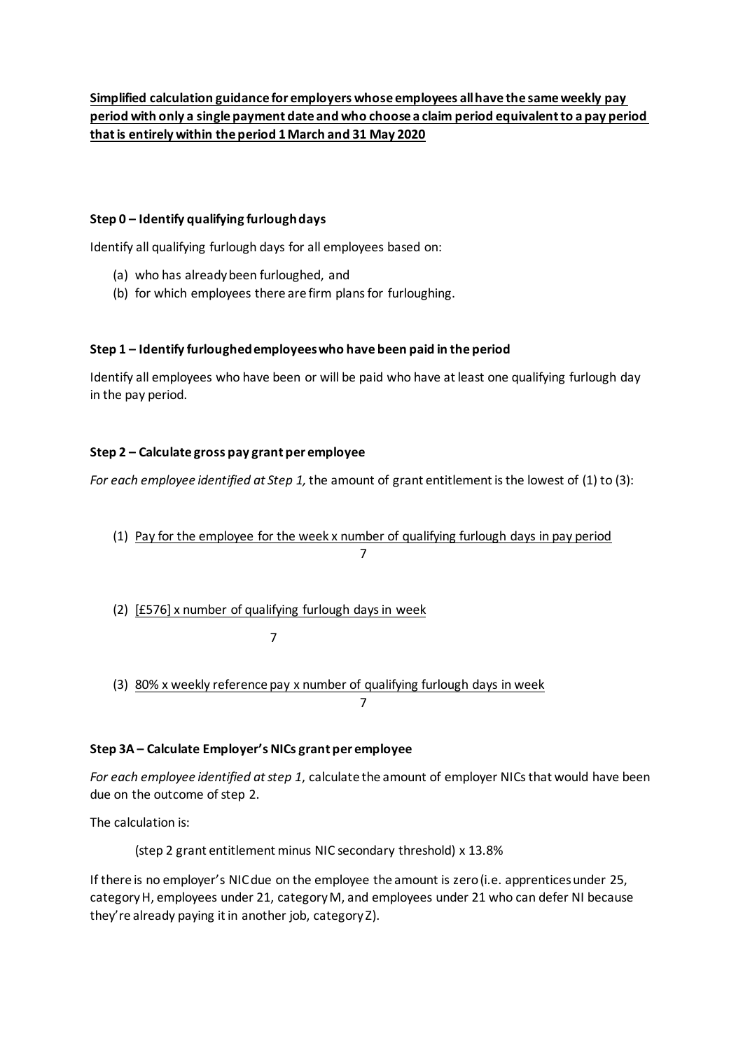**Simplified calculation guidance for employers whose employees all have the same weekly pay period with only a single payment date and who choose a claim period equivalent to a pay period that is entirely within the period 1 March and 31 May 2020**

**Step 0 – Identify qualifying furlough days**

Identify all qualifying furlough days for all employees based on:

(a) who has already been furloughed, and
(b) for which employees there are firm plans for furloughing.

**Step 1 – Identify furloughed employees who have been paid in the period**

Identify all employees who have been or will be paid who have at least one qualifying furlough day in the pay period.

**Step 2 – Calculate gross pay grant per employee**

*For each employee identified at Step 1,* the amount of grant entitlement is the lowest of (1) to (3):

(1) $$\frac{\text{Pay for the employee for the week} \times \text{number of qualifying furlough days in pay period}}{7}$$

(2) $$\frac{[£576] \times \text{number of qualifying furlough days in week}}{7}$$

(3) $$\frac{80\% \times \text{weekly reference pay} \times \text{number of qualifying furlough days in week}}{7}$$

**Step 3A – Calculate Employer's NICs grant per employee**

*For each employee identified at step 1*, calculate the amount of employer NICs that would have been due on the outcome of step 2.

The calculation is:

(step 2 grant entitlement minus NIC secondary threshold) x 13.8%

If there is no employer's NIC due on the employee the amount is zero (i.e. apprentices under 25, category H, employees under 21, category M, and employees under 21 who can defer NI because they're already paying it in another job, category Z).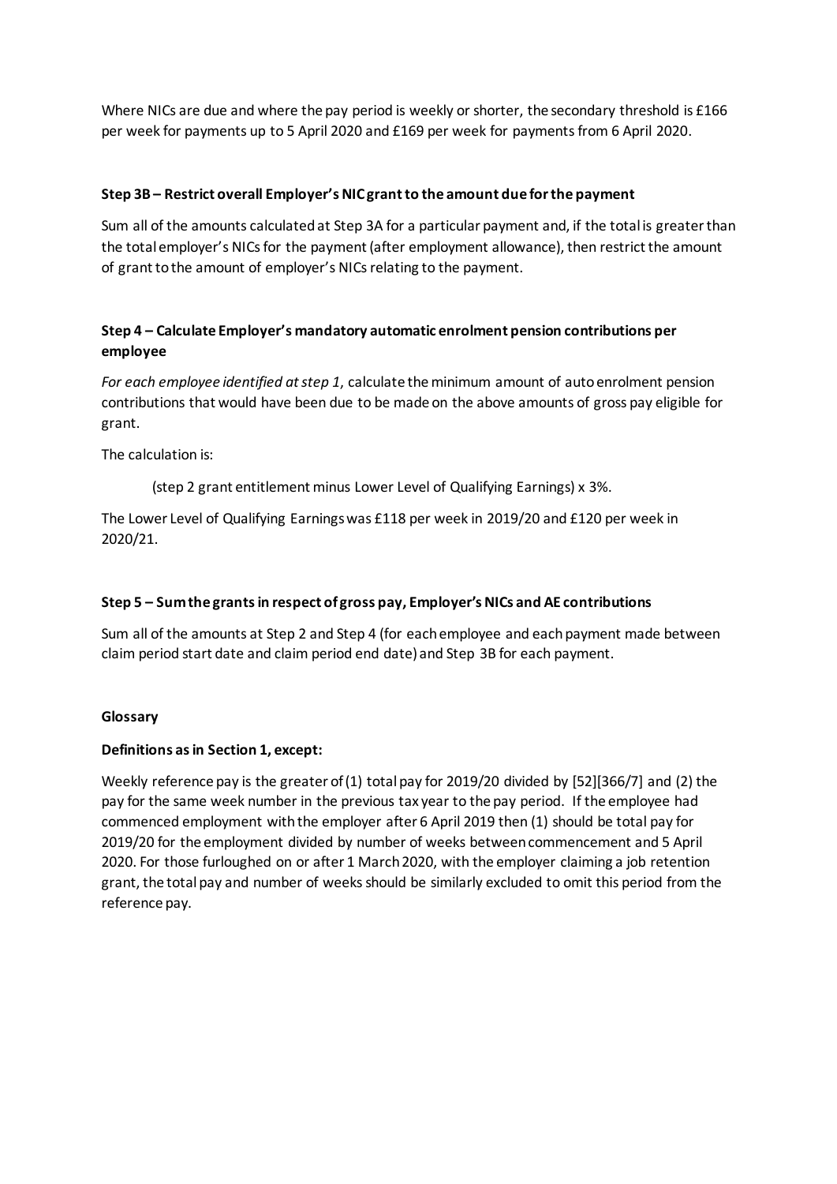Where NICs are due and where the pay period is weekly or shorter, the secondary threshold is £166 per week for payments up to 5 April 2020 and £169 per week for payments from 6 April 2020.

**Step 3B – Restrict overall Employer's NIC grant to the amount due for the payment**

Sum all of the amounts calculated at Step 3A for a particular payment and, if the total is greater than the total employer's NICs for the payment (after employment allowance), then restrict the amount of grant to the amount of employer's NICs relating to the payment.

**Step 4 – Calculate Employer's mandatory automatic enrolment pension contributions per employee**

*For each employee identified at step 1*, calculate the minimum amount of auto enrolment pension contributions that would have been due to be made on the above amounts of gross pay eligible for grant.

The calculation is:

(step 2 grant entitlement minus Lower Level of Qualifying Earnings) x 3%.

The Lower Level of Qualifying Earnings was £118 per week in 2019/20 and £120 per week in 2020/21.

**Step 5 – Sum the grants in respect of gross pay, Employer's NICs and AE contributions**

Sum all of the amounts at Step 2 and Step 4 (for each employee and each payment made between claim period start date and claim period end date) and Step 3B for each payment.

**Glossary**

**Definitions as in Section 1, except:**

Weekly reference pay is the greater of (1) total pay for 2019/20 divided by [52][366/7] and (2) the pay for the same week number in the previous tax year to the pay period. If the employee had commenced employment with the employer after 6 April 2019 then (1) should be total pay for 2019/20 for the employment divided by number of weeks between commencement and 5 April 2020. For those furloughed on or after 1 March 2020, with the employer claiming a job retention grant, the total pay and number of weeks should be similarly excluded to omit this period from the reference pay.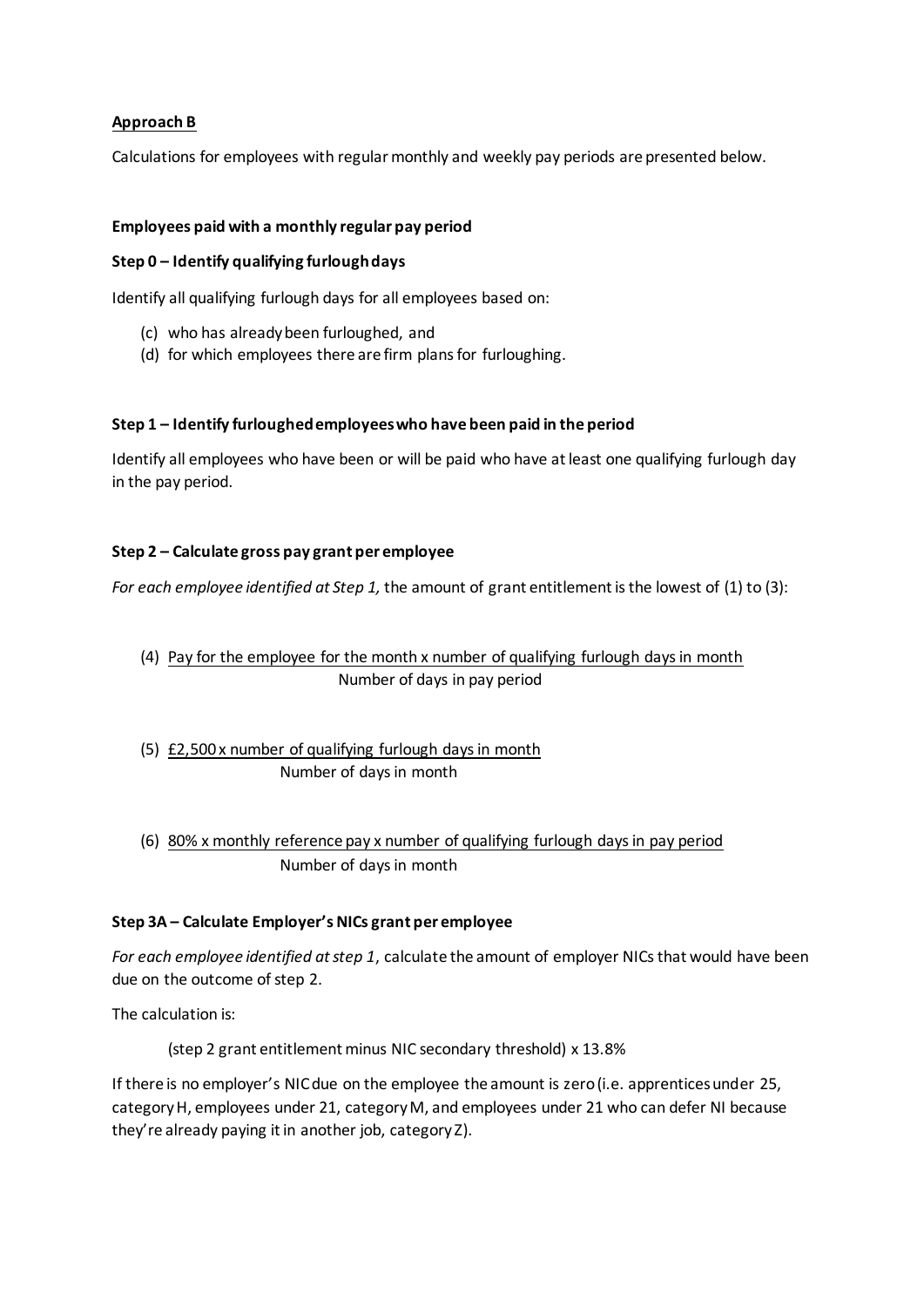**Approach B**

Calculations for employees with regular monthly and weekly pay periods are presented below.

**Employees paid with a monthly regular pay period**

**Step 0 – Identify qualifying furlough days**

Identify all qualifying furlough days for all employees based on:

(c) who has already been furloughed, and
(d) for which employees there are firm plans for furloughing.

**Step 1 – Identify furloughed employees who have been paid in the period**

Identify all employees who have been or will be paid who have at least one qualifying furlough day in the pay period.

**Step 2 – Calculate gross pay grant per employee**

*For each employee identified at Step 1,* the amount of grant entitlement is the lowest of (1) to (3):

(4) $$\frac{\text{Pay for the employee for the month x number of qualifying furlough days in month}}{\text{Number of days in pay period}}$$

(5) $$\frac{\text{£2,500 x number of qualifying furlough days in month}}{\text{Number of days in month}}$$

(6) $$\frac{\text{80\% x monthly reference pay x number of qualifying furlough days in pay period}}{\text{Number of days in month}}$$

**Step 3A – Calculate Employer's NICs grant per employee**

*For each employee identified at step 1*, calculate the amount of employer NICs that would have been due on the outcome of step 2.

The calculation is:

(step 2 grant entitlement minus NIC secondary threshold) x 13.8%

If there is no employer's NIC due on the employee the amount is zero (i.e. apprentices under 25, category H, employees under 21, category M, and employees under 21 who can defer NI because they're already paying it in another job, category Z).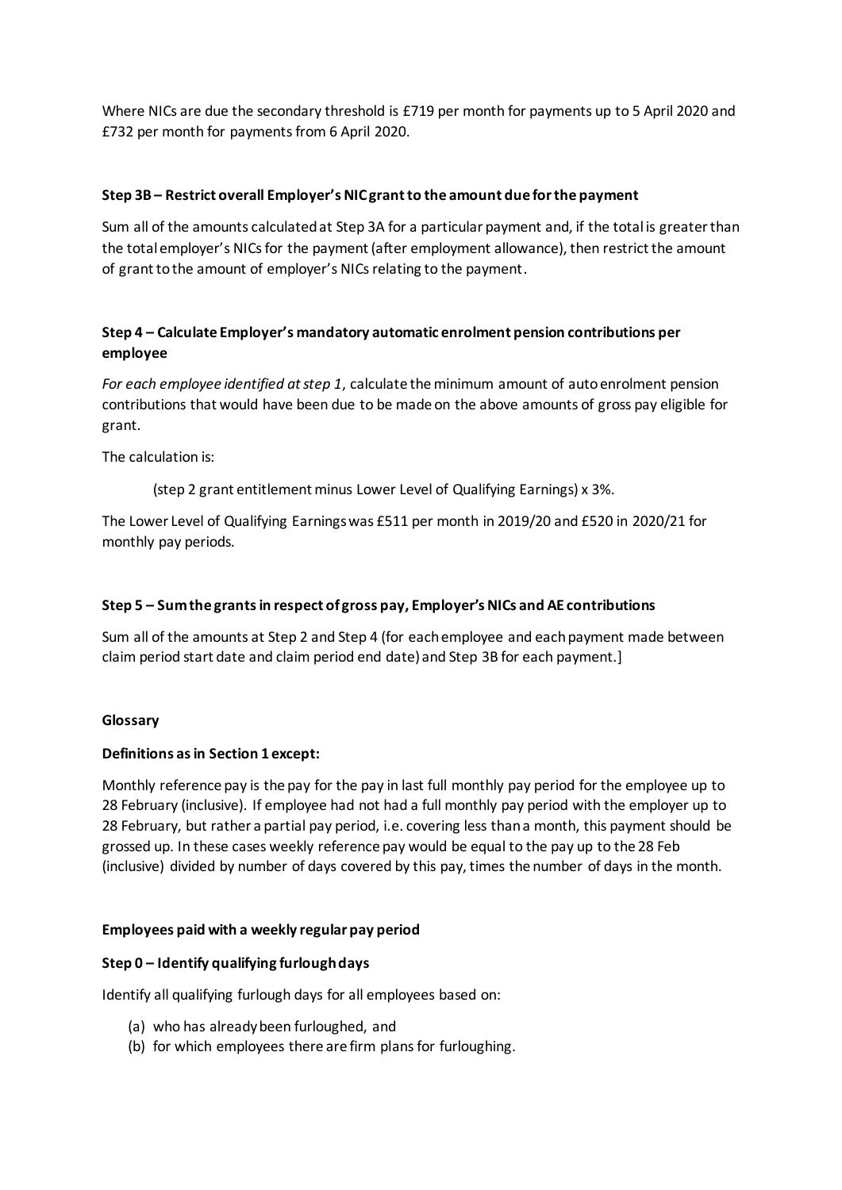Where NICs are due the secondary threshold is £719 per month for payments up to 5 April 2020 and £732 per month for payments from 6 April 2020.

**Step 3B – Restrict overall Employer's NIC grant to the amount due for the payment**

Sum all of the amounts calculated at Step 3A for a particular payment and, if the total is greater than the total employer's NICs for the payment (after employment allowance), then restrict the amount of grant to the amount of employer's NICs relating to the payment.

**Step 4 – Calculate Employer's mandatory automatic enrolment pension contributions per employee**

*For each employee identified at step 1*, calculate the minimum amount of auto enrolment pension contributions that would have been due to be made on the above amounts of gross pay eligible for grant.

The calculation is:

(step 2 grant entitlement minus Lower Level of Qualifying Earnings) x 3%.

The Lower Level of Qualifying Earnings was £511 per month in 2019/20 and £520 in 2020/21 for monthly pay periods.

**Step 5 – Sum the grants in respect of gross pay, Employer's NICs and AE contributions**

Sum all of the amounts at Step 2 and Step 4 (for each employee and each payment made between claim period start date and claim period end date) and Step 3B for each payment.]

**Glossary**

**Definitions as in Section 1 except:**

Monthly reference pay is the pay for the pay in last full monthly pay period for the employee up to 28 February (inclusive). If employee had not had a full monthly pay period with the employer up to 28 February, but rather a partial pay period, i.e. covering less than a month, this payment should be grossed up. In these cases weekly reference pay would be equal to the pay up to the 28 Feb (inclusive) divided by number of days covered by this pay, times the number of days in the month.

**Employees paid with a weekly regular pay period**

**Step 0 – Identify qualifying furlough days**

Identify all qualifying furlough days for all employees based on:

(a) who has already been furloughed, and
(b) for which employees there are firm plans for furloughing.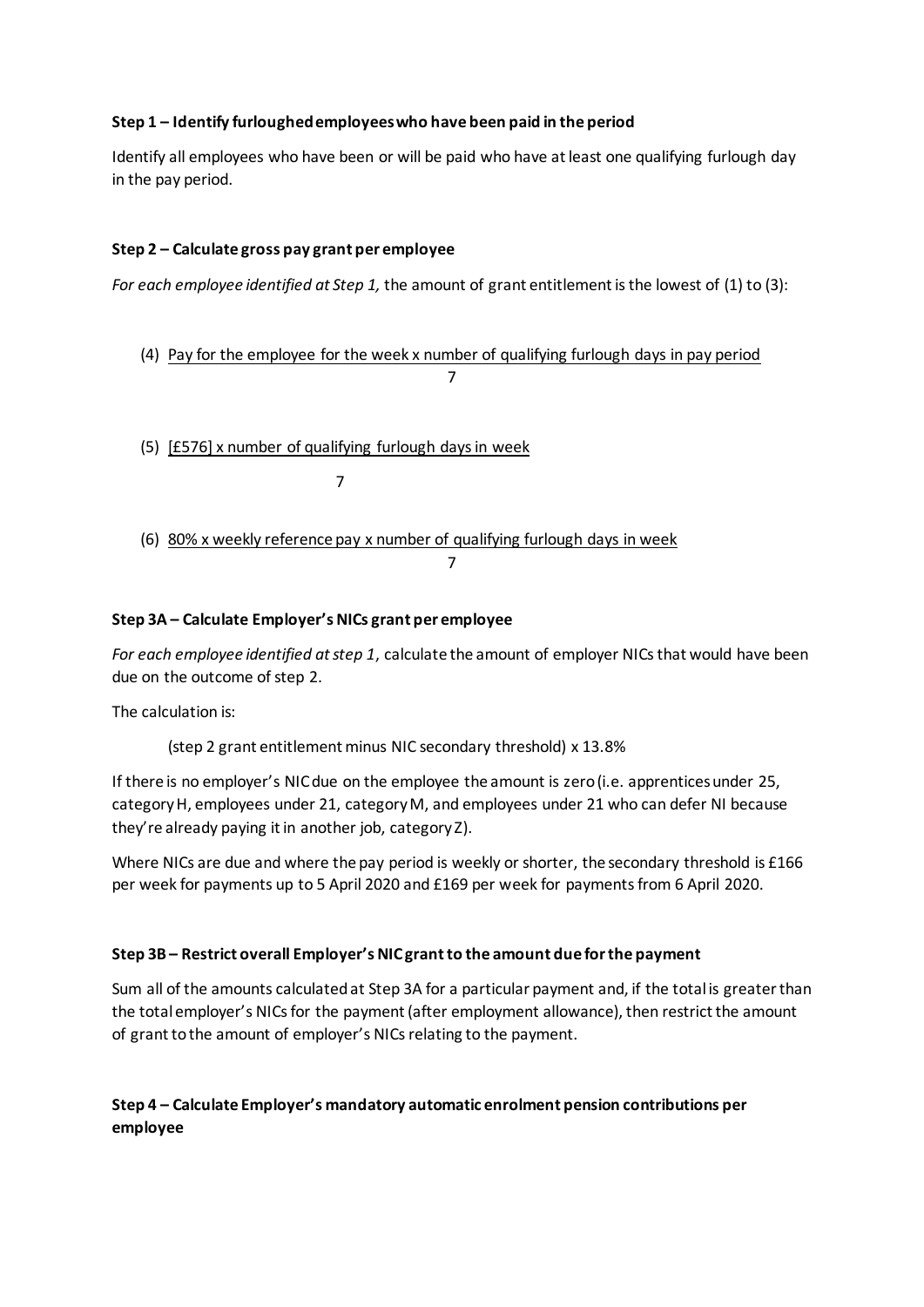**Step 1 – Identify furloughed employees who have been paid in the period**

Identify all employees who have been or will be paid who have at least one qualifying furlough day in the pay period.

**Step 2 – Calculate gross pay grant per employee**

*For each employee identified at Step 1,* the amount of grant entitlement is the lowest of (1) to (3):

(4) $$\frac{\text{Pay for the employee for the week x number of qualifying furlough days in pay period}}{7}$$

(5) $$\frac{\text{[£576] x number of qualifying furlough days in week}}{7}$$

(6) $$\frac{\text{80\% x weekly reference pay x number of qualifying furlough days in week}}{7}$$

**Step 3A – Calculate Employer's NICs grant per employee**

*For each employee identified at step 1*, calculate the amount of employer NICs that would have been due on the outcome of step 2.

The calculation is:

(step 2 grant entitlement minus NIC secondary threshold) x 13.8%

If there is no employer's NIC due on the employee the amount is zero (i.e. apprentices under 25, category H, employees under 21, category M, and employees under 21 who can defer NI because they're already paying it in another job, category Z).

Where NICs are due and where the pay period is weekly or shorter, the secondary threshold is £166 per week for payments up to 5 April 2020 and £169 per week for payments from 6 April 2020.

**Step 3B – Restrict overall Employer's NIC grant to the amount due for the payment**

Sum all of the amounts calculated at Step 3A for a particular payment and, if the total is greater than the total employer's NICs for the payment (after employment allowance), then restrict the amount of grant to the amount of employer's NICs relating to the payment.

**Step 4 – Calculate Employer's mandatory automatic enrolment pension contributions per employee**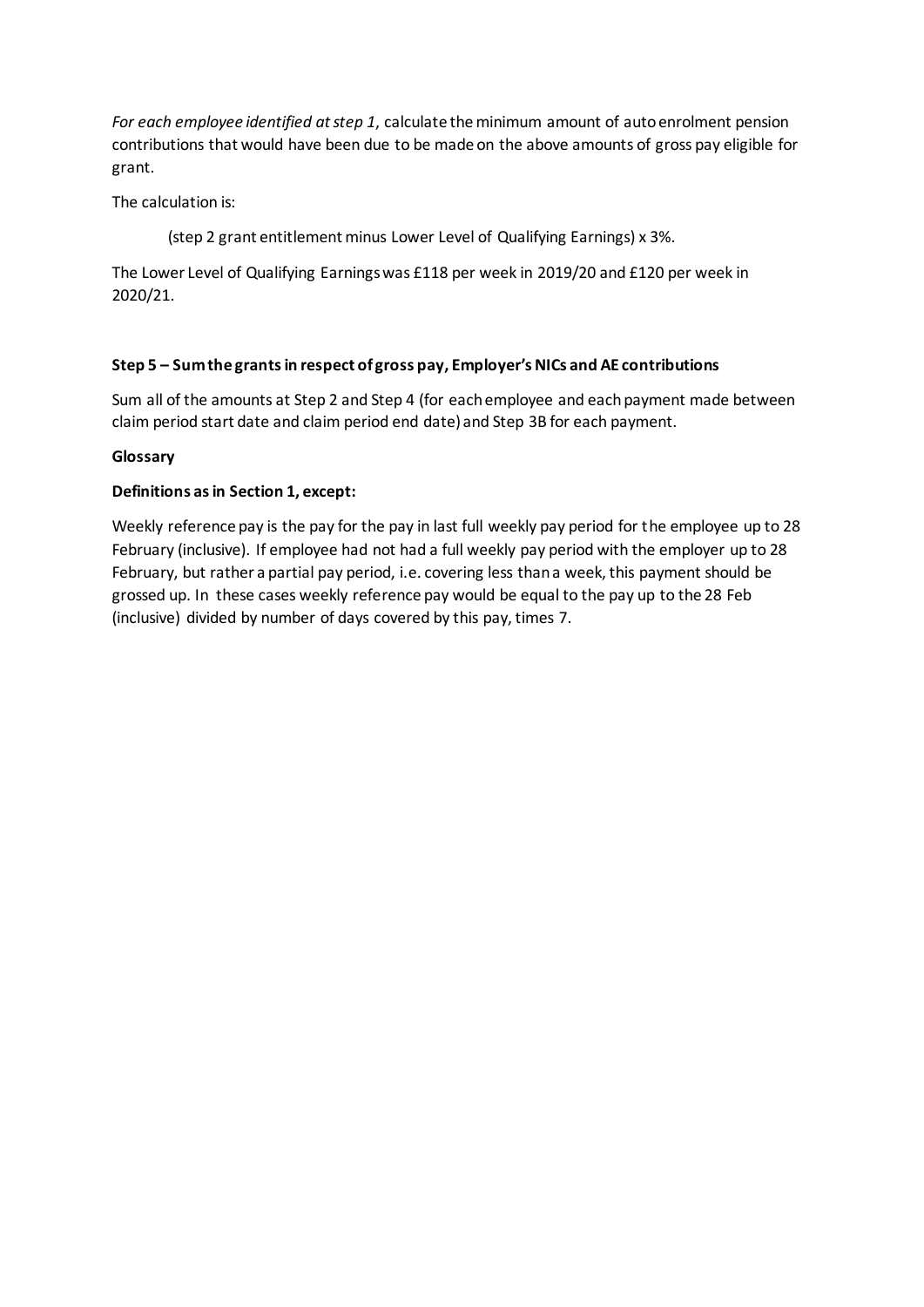*For each employee identified at step 1*, calculate the minimum amount of auto enrolment pension contributions that would have been due to be made on the above amounts of gross pay eligible for grant.

The calculation is:

> (step 2 grant entitlement minus Lower Level of Qualifying Earnings) x 3%.

The Lower Level of Qualifying Earnings was £118 per week in 2019/20 and £120 per week in 2020/21.

**Step 5 – Sum the grants in respect of gross pay, Employer's NICs and AE contributions**

Sum all of the amounts at Step 2 and Step 4 (for each employee and each payment made between claim period start date and claim period end date) and Step 3B for each payment.

**Glossary**

**Definitions as in Section 1, except:**

Weekly reference pay is the pay for the pay in last full weekly pay period for the employee up to 28 February (inclusive). If employee had not had a full weekly pay period with the employer up to 28 February, but rather a partial pay period, i.e. covering less than a week, this payment should be grossed up. In these cases weekly reference pay would be equal to the pay up to the 28 Feb (inclusive) divided by number of days covered by this pay, times 7.